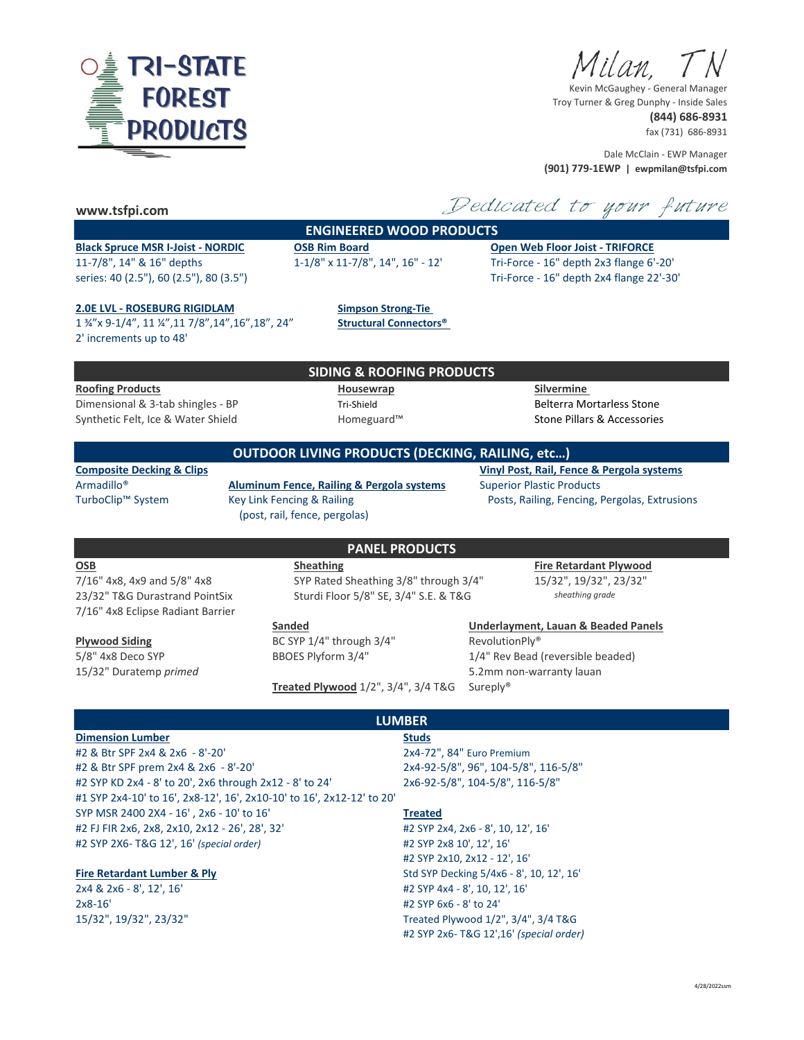# TRI-STATE FOREST PRODUCTS

Milan, TN

Kevin McGaughey - General Manager
Troy Turner & Greg Dunphy - Inside Sales
**(844) 686-8931**
fax (731) 686-8931

Dale McClain - EWP Manager
**(901) 779-1EWP | ewpmilan@tsfpi.com**

**www.tsfpi.com**

*Dedicated to your future*

## ENGINEERED WOOD PRODUCTS

**Black Spruce MSR I-Joist - NORDIC**
11-7/8", 14" & 16" depths
series: 40 (2.5"), 60 (2.5"), 80 (3.5")

**OSB Rim Board**
1-1/8" x 11-7/8", 14", 16" - 12'

**Open Web Floor Joist - TRIFORCE**
Tri-Force - 16" depth 2x3 flange 6'-20'
Tri-Force - 16" depth 2x4 flange 22'-30'

**2.0E LVL - ROSEBURG RIGIDLAM**
1 ¾"x 9-1/4", 11 ¼",11 7/8",14",16",18", 24"
2' increments up to 48'

**Simpson Strong-Tie Structural Connectors®**

## SIDING & ROOFING PRODUCTS

**Roofing Products**
Dimensional & 3-tab shingles - BP
Synthetic Felt, Ice & Water Shield

**Housewrap**
Tri-Shield
Homeguard™

**Silvermine**
Belterra Mortarless Stone
Stone Pillars & Accessories

## OUTDOOR LIVING PRODUCTS (DECKING, RAILING, etc…)

**Composite Decking & Clips**
Armadillo®
TurboClip™ System

**Aluminum Fence, Railing & Pergola systems**
Key Link Fencing & Railing
(post, rail, fence, pergolas)

**Vinyl Post, Rail, Fence & Pergola systems**
Superior Plastic Products
Posts, Railing, Fencing, Pergolas, Extrusions

## PANEL PRODUCTS

**OSB**
7/16" 4x8, 4x9 and 5/8" 4x8
23/32" T&G Durastrand PointSix
7/16" 4x8 Eclipse Radiant Barrier

**Sheathing**
SYP Rated Sheathing 3/8" through 3/4"
Sturdi Floor 5/8" SE, 3/4" S.E. & T&G

**Fire Retardant Plywood**
15/32", 19/32", 23/32"
*sheathing grade*

**Plywood Siding**
5/8" 4x8 Deco SYP
15/32" Duratemp *primed*

**Sanded**
BC SYP 1/4" through 3/4"
BBOES Plyform 3/4"

**Treated Plywood** 1/2", 3/4", 3/4 T&G

**Underlayment, Lauan & Beaded Panels**
RevolutionPly®
1/4" Rev Bead (reversible beaded)
5.2mm non-warranty lauan
Sureply®

## LUMBER

**Dimension Lumber**
#2 & Btr SPF 2x4 & 2x6 - 8'-20'
#2 & Btr SPF prem 2x4 & 2x6 - 8'-20'
#2 SYP KD 2x4 - 8' to 20', 2x6 through 2x12 - 8' to 24'
#1 SYP 2x4-10' to 16', 2x8-12', 16', 2x10-10' to 16', 2x12-12' to 20'
SYP MSR 2400 2X4 - 16' , 2x6 - 10' to 16'
#2 FJ FIR 2x6, 2x8, 2x10, 2x12 - 26', 28', 32'
#2 SYP 2X6- T&G 12', 16' *(special order)*

**Fire Retardant Lumber & Ply**
2x4 & 2x6 - 8', 12', 16'
2x8-16'
15/32", 19/32", 23/32"

**Studs**
2x4-72", 84" Euro Premium
2x4-92-5/8", 96", 104-5/8", 116-5/8"
2x6-92-5/8", 104-5/8", 116-5/8"

**Treated**
#2 SYP 2x4, 2x6 - 8', 10, 12', 16'
#2 SYP 2x8 10', 12', 16'
#2 SYP 2x10, 2x12 - 12', 16'
Std SYP Decking 5/4x6 - 8', 10, 12', 16'
#2 SYP 4x4 - 8', 10, 12', 16'
#2 SYP 6x6 - 8' to 24'
Treated Plywood 1/2", 3/4", 3/4 T&G
#2 SYP 2x6- T&G 12',16' *(special order)*

4/28/2022ssm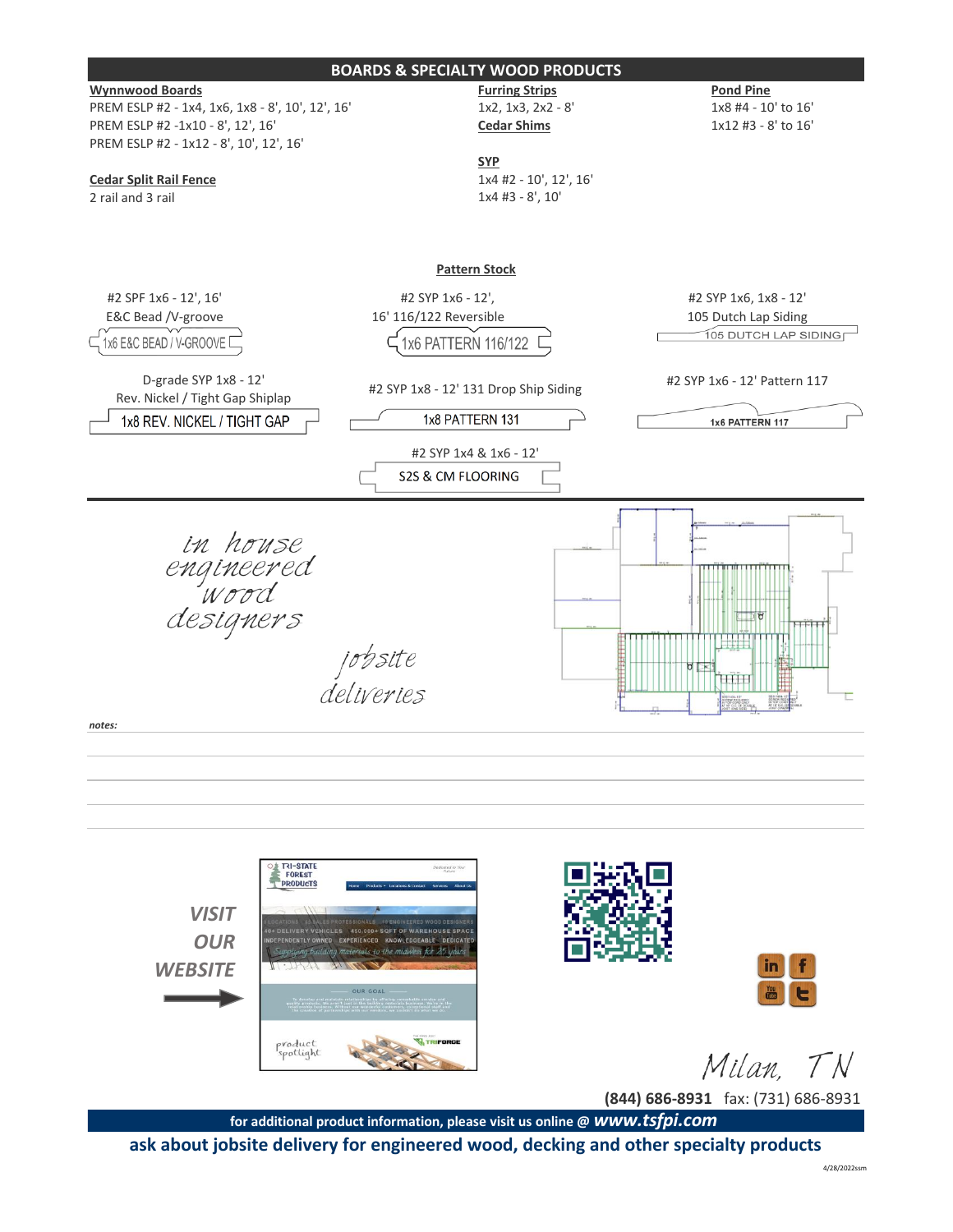## BOARDS & SPECIALTY WOOD PRODUCTS

**Wynnwood Boards**
PREM ESLP #2 - 1x4, 1x6, 1x8 - 8', 10', 12', 16'
PREM ESLP #2 -1x10 - 8', 12', 16'
PREM ESLP #2 - 1x12 - 8', 10', 12', 16'

**Cedar Split Rail Fence**
2 rail and 3 rail

**Furring Strips**
1x2, 1x3, 2x2 - 8'

**Cedar Shims**

**SYP**
1x4 #2 - 10', 12', 16'
1x4 #3 - 8', 10'

**Pond Pine**
1x8 #4 - 10' to 16'
1x12 #3 - 8' to 16'

### Pattern Stock

#2 SPF 1x6 - 12', 16'
E&C Bead /V-groove
1x6 E&C BEAD / V-GROOVE

#2 SYP 1x6 - 12',
16' 116/122 Reversible
1x6 PATTERN 116/122

#2 SYP 1x6, 1x8 - 12'
105 Dutch Lap Siding
105 DUTCH LAP SIDING

D-grade SYP 1x8 - 12'
Rev. Nickel / Tight Gap Shiplap
1x8 REV. NICKEL / TIGHT GAP

#2 SYP 1x8 - 12' 131 Drop Ship Siding
1x8 PATTERN 131

#2 SYP 1x6 - 12' Pattern 117
1x6 PATTERN 117

#2 SYP 1x4 & 1x6 - 12'
S2S & CM FLOORING

*in house engineered wood designers*

*jobsite deliveries*

***notes:***

***VISIT OUR WEBSITE***

*Milan, TN*

**(844) 686-8931** fax: (731) 686-8931

**for additional product information, please visit us online @ *www.tsfpi.com***

**ask about jobsite delivery for engineered wood, decking and other specialty products**

4/28/2022ssm